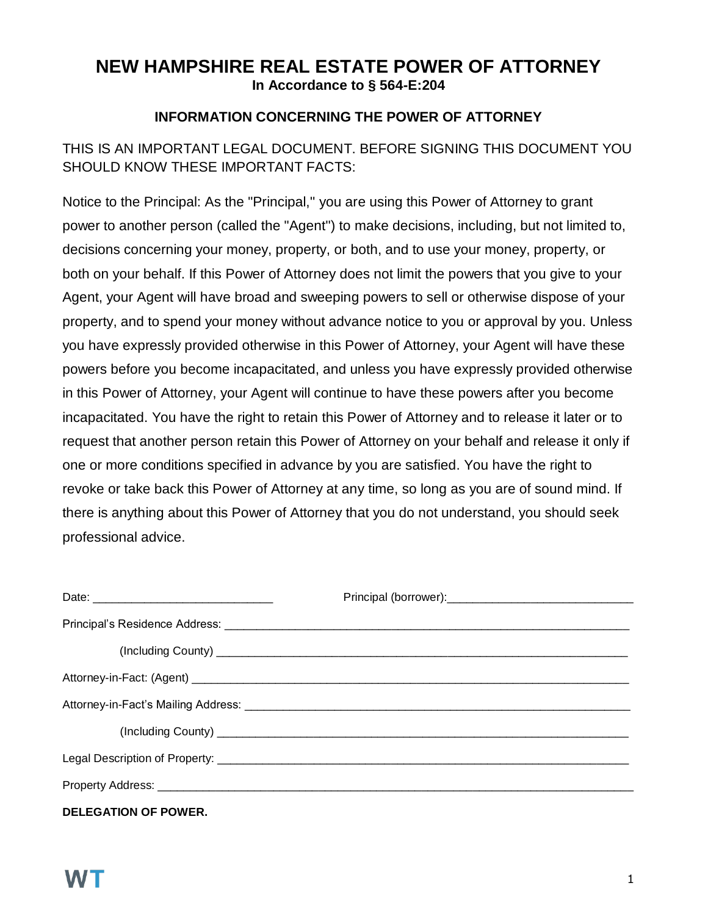# NEW HAMPSHIRE REAL ESTATE POWER OF ATTORNEY

**In Accordance to § 564-E:204**

### INFORMATION CONCERNING THE POWER OF ATTORNEY

THIS IS AN IMPORTANT LEGAL DOCUMENT. BEFORE SIGNING THIS DOCUMENT YOU SHOULD KNOW THESE IMPORTANT FACTS:

Notice to the Principal: As the "Principal," you are using this Power of Attorney to grant power to another person (called the "Agent") to make decisions, including, but not limited to, decisions concerning your money, property, or both, and to use your money, property, or both on your behalf. If this Power of Attorney does not limit the powers that you give to your Agent, your Agent will have broad and sweeping powers to sell or otherwise dispose of your property, and to spend your money without advance notice to you or approval by you. Unless you have expressly provided otherwise in this Power of Attorney, your Agent will have these powers before you become incapacitated, and unless you have expressly provided otherwise in this Power of Attorney, your Agent will continue to have these powers after you become incapacitated. You have the right to retain this Power of Attorney and to release it later or to request that another person retain this Power of Attorney on your behalf and release it only if one or more conditions specified in advance by you are satisfied. You have the right to revoke or take back this Power of Attorney at any time, so long as you are of sound mind. If there is anything about this Power of Attorney that you do not understand, you should seek professional advice.

Date: ____________________________ Principal (borrower):____________________________

Principal's Residence Address: ____________________________________________________________

(Including County) ____________________________________________________________

Attorney-in-Fact: (Agent) ____________________________________________________________

Attorney-in-Fact's Mailing Address: ____________________________________________________________

(Including County) ____________________________________________________________

Legal Description of Property: ____________________________________________________________

Property Address: ____________________________________________________________

**DELEGATION OF POWER.**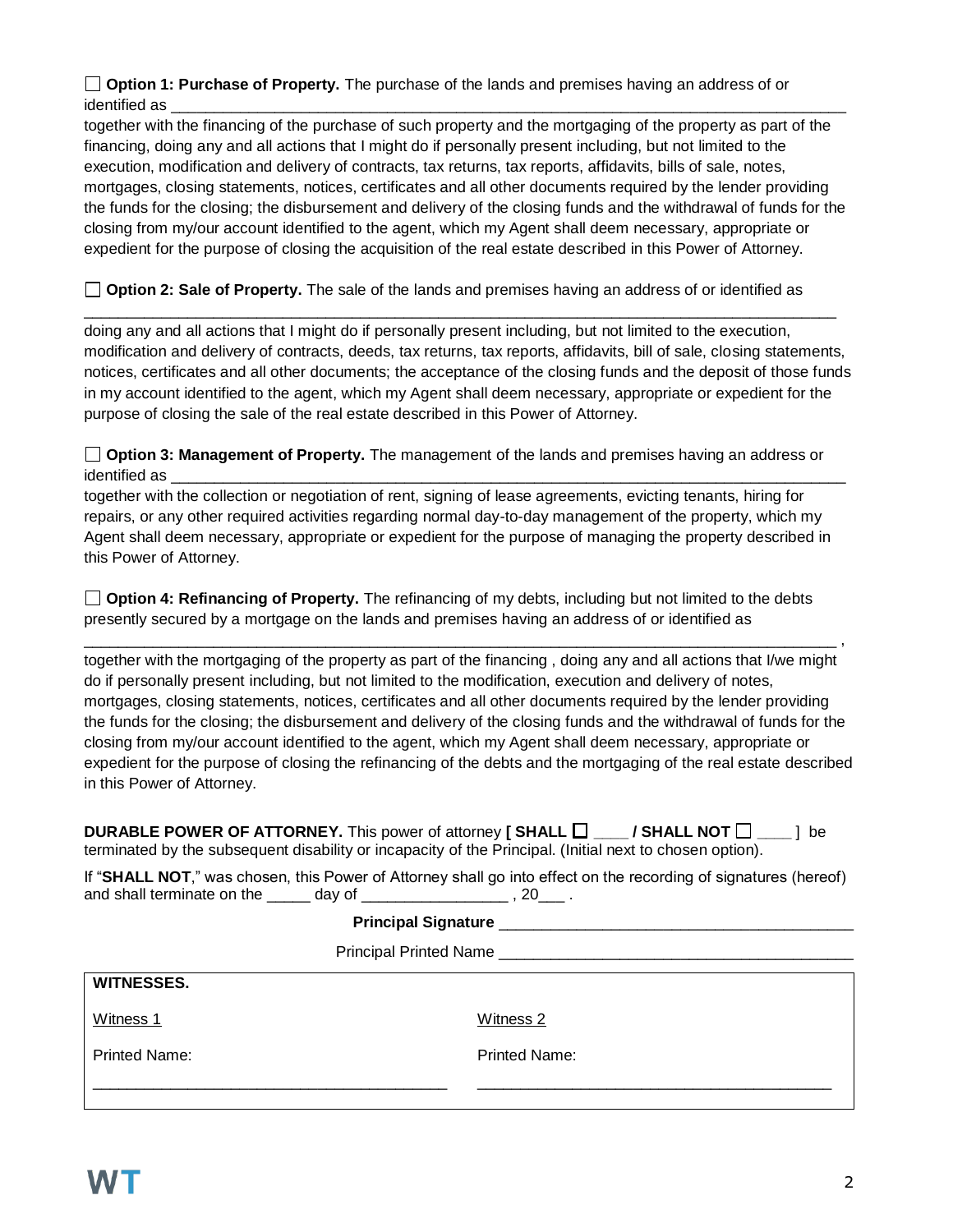☐ **Option 1: Purchase of Property.** The purchase of the lands and premises having an address of or identified as ________________________________________________________________________________
together with the financing of the purchase of such property and the mortgaging of the property as part of the financing, doing any and all actions that I might do if personally present including, but not limited to the execution, modification and delivery of contracts, tax returns, tax reports, affidavits, bills of sale, notes, mortgages, closing statements, notices, certificates and all other documents required by the lender providing the funds for the closing; the disbursement and delivery of the closing funds and the withdrawal of funds for the closing from my/our account identified to the agent, which my Agent shall deem necessary, appropriate or expedient for the purpose of closing the acquisition of the real estate described in this Power of Attorney.

☐ **Option 2: Sale of Property.** The sale of the lands and premises having an address of or identified as
________________________________________________________________________________________
doing any and all actions that I might do if personally present including, but not limited to the execution, modification and delivery of contracts, deeds, tax returns, tax reports, affidavits, bill of sale, closing statements, notices, certificates and all other documents; the acceptance of the closing funds and the deposit of those funds in my account identified to the agent, which my Agent shall deem necessary, appropriate or expedient for the purpose of closing the sale of the real estate described in this Power of Attorney.

☐ **Option 3: Management of Property.** The management of the lands and premises having an address or identified as ________________________________________________________________________________
together with the collection or negotiation of rent, signing of lease agreements, evicting tenants, hiring for repairs, or any other required activities regarding normal day-to-day management of the property, which my Agent shall deem necessary, appropriate or expedient for the purpose of managing the property described in this Power of Attorney.

☐ **Option 4: Refinancing of Property.** The refinancing of my debts, including but not limited to the debts presently secured by a mortgage on the lands and premises having an address of or identified as
________________________________________________________________________________________ ,
together with the mortgaging of the property as part of the financing , doing any and all actions that I/we might do if personally present including, but not limited to the modification, execution and delivery of notes, mortgages, closing statements, notices, certificates and all other documents required by the lender providing the funds for the closing; the disbursement and delivery of the closing funds and the withdrawal of funds for the closing from my/our account identified to the agent, which my Agent shall deem necessary, appropriate or expedient for the purpose of closing the refinancing of the debts and the mortgaging of the real estate described in this Power of Attorney.

**DURABLE POWER OF ATTORNEY.** This power of attorney **[ SHALL ☐ ____ / SHALL NOT ☐ ____ ]** be terminated by the subsequent disability or incapacity of the Principal. (Initial next to chosen option).

If "**SHALL NOT**," was chosen, this Power of Attorney shall go into effect on the recording of signatures (hereof) and shall terminate on the _____ day of ________________ , 20___ .

**Principal Signature** ________________________________________

Principal Printed Name ________________________________________

| **WITNESSES.** | |
|---|---|
| Witness 1 | Witness 2 |
| Printed Name: | Printed Name: |
| ________________________________________ | ________________________________________ |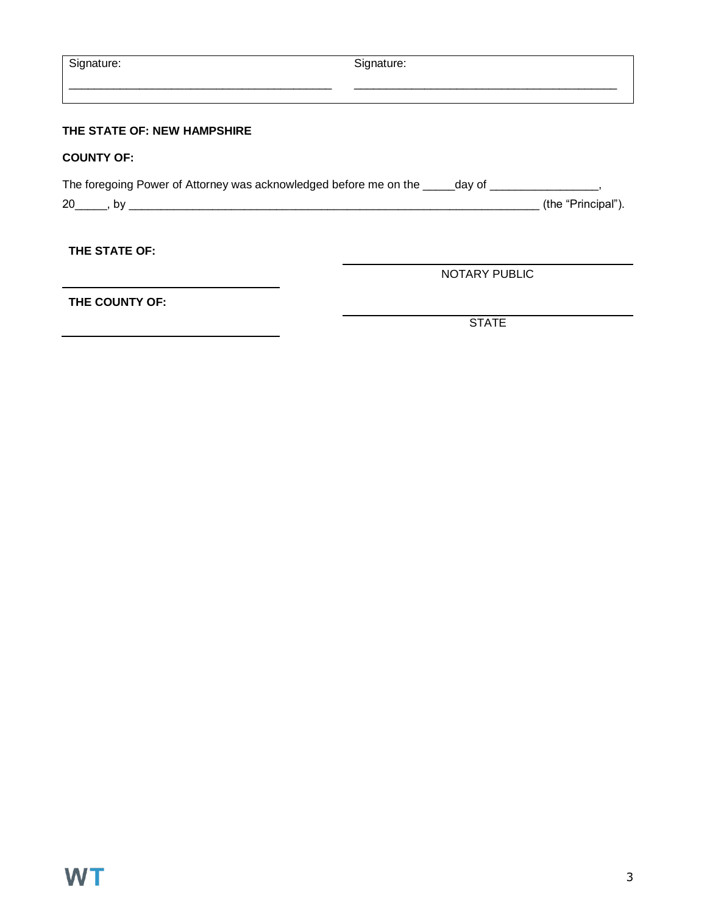| Signature: | Signature: |
| --- | --- |
| _________________________________________ | _________________________________________ |

**THE STATE OF: NEW HAMPSHIRE**

**COUNTY OF:**

The foregoing Power of Attorney was acknowledged before me on the _____day of _________________, 20_____, by ______________________________________________________________ (the "Principal").

**THE STATE OF:**

_______________________________

NOTARY PUBLIC

**THE COUNTY OF:**

_______________________________

STATE